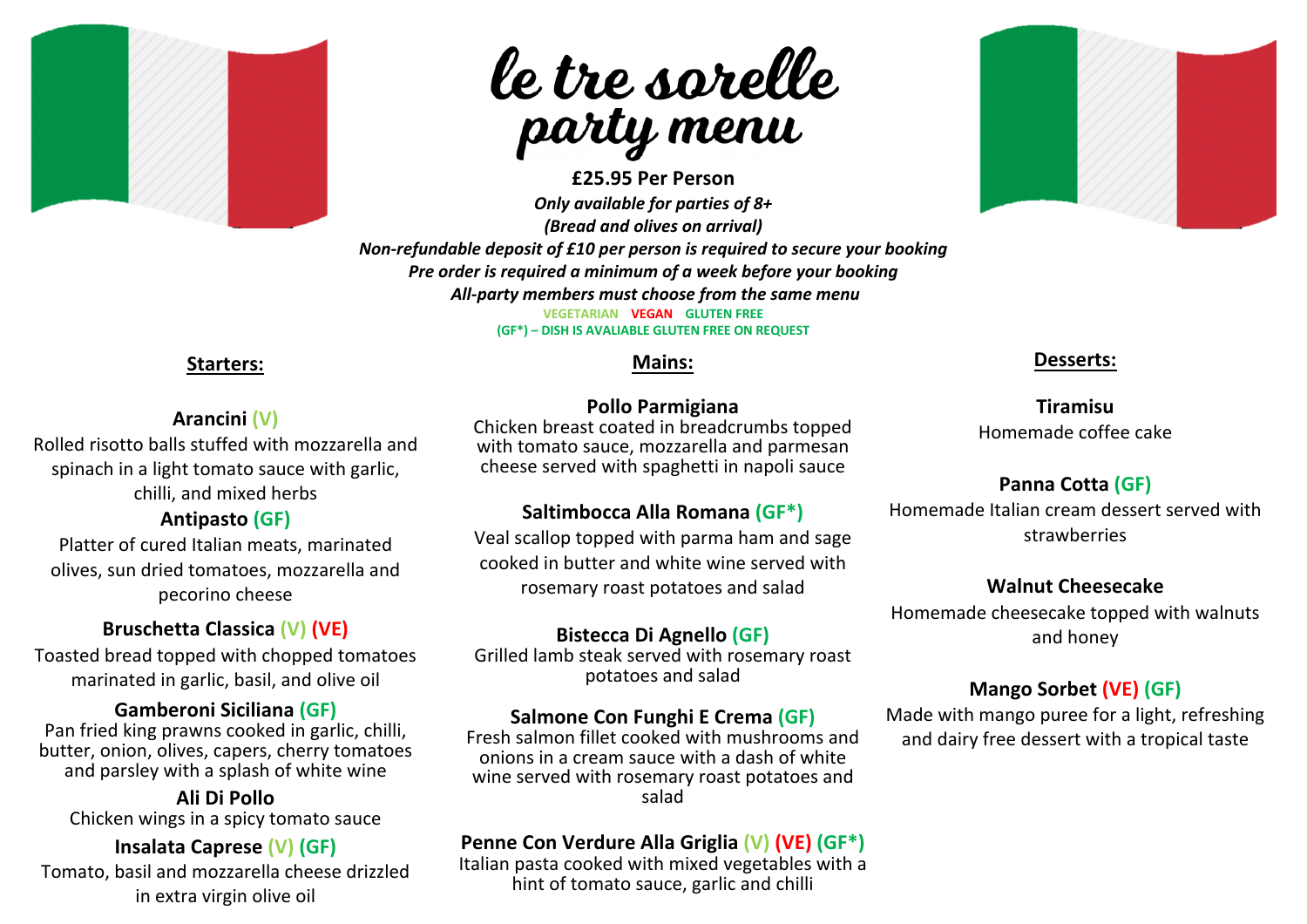# le tre sorelle party menu

**£25.95 Per Person**

***Only available for parties of 8+***

***(Bread and olives on arrival)***

***Non-refundable deposit of £10 per person is required to secure your booking***

***Pre order is required a minimum of a week before your booking***

***All-party members must choose from the same menu***

VEGETARIAN VEGAN GLUTEN FREE

(GF*) – DISH IS AVALIABLE GLUTEN FREE ON REQUEST

## Starters:

**Arancini (V)**
Rolled risotto balls stuffed with mozzarella and spinach in a light tomato sauce with garlic, chilli, and mixed herbs

**Antipasto (GF)**
Platter of cured Italian meats, marinated olives, sun dried tomatoes, mozzarella and pecorino cheese

**Bruschetta Classica (V) (VE)**
Toasted bread topped with chopped tomatoes marinated in garlic, basil, and olive oil

**Gamberoni Siciliana (GF)**
Pan fried king prawns cooked in garlic, chilli, butter, onion, olives, capers, cherry tomatoes and parsley with a splash of white wine

**Ali Di Pollo**
Chicken wings in a spicy tomato sauce

**Insalata Caprese (V) (GF)**
Tomato, basil and mozzarella cheese drizzled in extra virgin olive oil

## Mains:

**Pollo Parmigiana**
Chicken breast coated in breadcrumbs topped with tomato sauce, mozzarella and parmesan cheese served with spaghetti in napoli sauce

**Saltimbocca Alla Romana (GF*)**
Veal scallop topped with parma ham and sage cooked in butter and white wine served with rosemary roast potatoes and salad

**Bistecca Di Agnello (GF)**
Grilled lamb steak served with rosemary roast potatoes and salad

**Salmone Con Funghi E Crema (GF)**
Fresh salmon fillet cooked with mushrooms and onions in a cream sauce with a dash of white wine served with rosemary roast potatoes and salad

**Penne Con Verdure Alla Griglia (V) (VE) (GF*)**
Italian pasta cooked with mixed vegetables with a hint of tomato sauce, garlic and chilli

## Desserts:

**Tiramisu**
Homemade coffee cake

**Panna Cotta (GF)**
Homemade Italian cream dessert served with strawberries

**Walnut Cheesecake**
Homemade cheesecake topped with walnuts and honey

**Mango Sorbet (VE) (GF)**
Made with mango puree for a light, refreshing and dairy free dessert with a tropical taste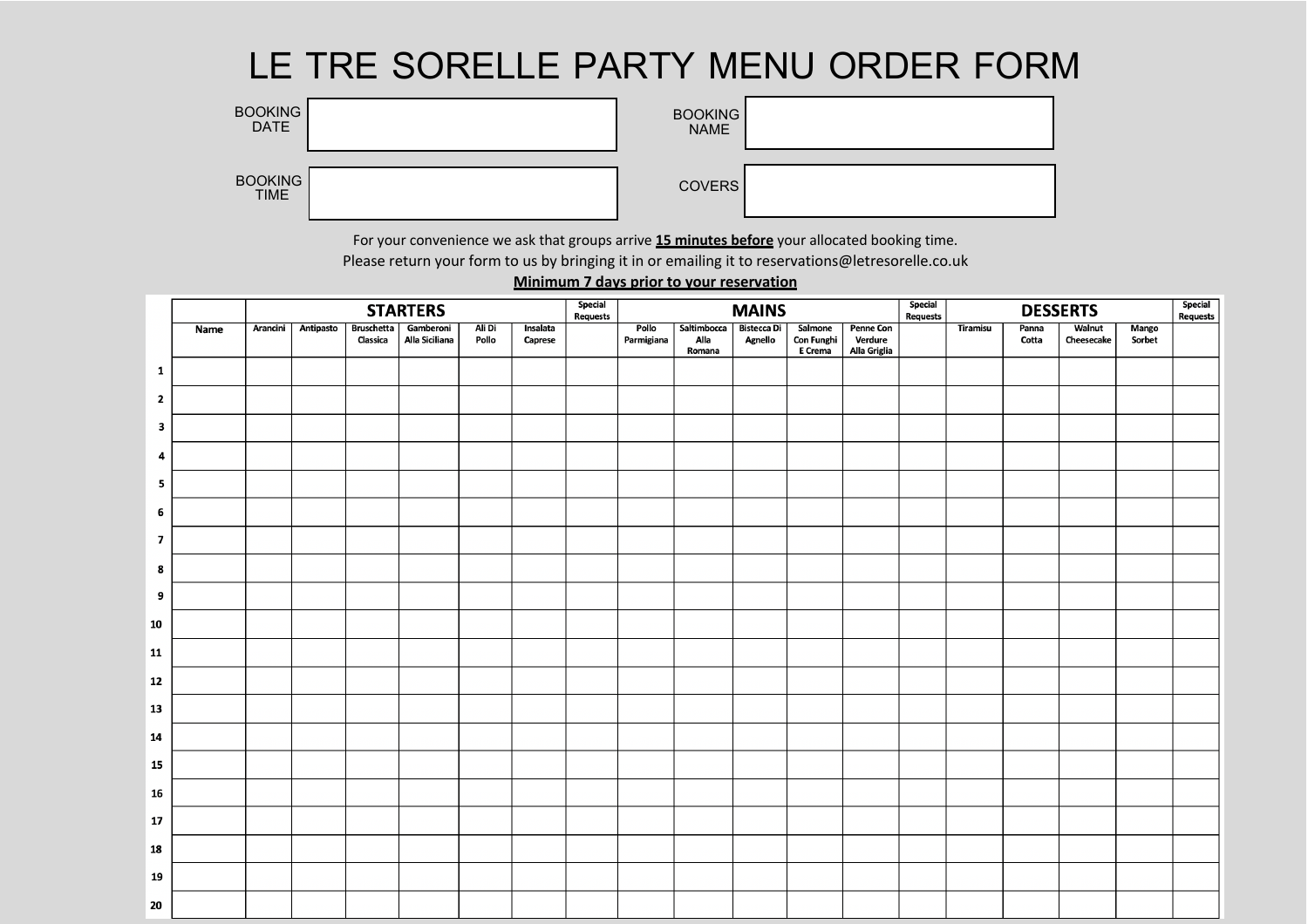# LE TRE SORELLE PARTY MENU ORDER FORM

| | | | |
|---|---|---|---|
| BOOKING DATE | | BOOKING NAME | |
| BOOKING TIME | | COVERS | |

For your convenience we ask that groups arrive **15 minutes before** your allocated booking time.

Please return your form to us by bringing it in or emailing it to reservations@letresorelle.co.uk

**Minimum 7 days prior to your reservation**

| | | STARTERS | | | | | | Special Requests | MAINS | | | | | Special Requests | DESSERTS | | | | Special Requests |
|---|---|---|---|---|---|---|---|---|---|---|---|---|---|---|---|---|---|---|---|
| | Name | Arancini | Antipasto | Bruschetta Classica | Gamberoni Alla Siciliana | Ali Di Pollo | Insalata Caprese | | Pollo Parmigiana | Saltimbocca Alla Romana | Bistecca Di Agnello | Salmone Con Funghi E Crema | Penne Con Verdure Alla Griglia | | Tiramisu | Panna Cotta | Walnut Cheesecake | Mango Sorbet | |
| 1 | | | | | | | | | | | | | | | | | | | |
| 2 | | | | | | | | | | | | | | | | | | | |
| 3 | | | | | | | | | | | | | | | | | | | |
| 4 | | | | | | | | | | | | | | | | | | | |
| 5 | | | | | | | | | | | | | | | | | | | |
| 6 | | | | | | | | | | | | | | | | | | | |
| 7 | | | | | | | | | | | | | | | | | | | |
| 8 | | | | | | | | | | | | | | | | | | | |
| 9 | | | | | | | | | | | | | | | | | | | |
| 10 | | | | | | | | | | | | | | | | | | | |
| 11 | | | | | | | | | | | | | | | | | | | |
| 12 | | | | | | | | | | | | | | | | | | | |
| 13 | | | | | | | | | | | | | | | | | | | |
| 14 | | | | | | | | | | | | | | | | | | | |
| 15 | | | | | | | | | | | | | | | | | | | |
| 16 | | | | | | | | | | | | | | | | | | | |
| 17 | | | | | | | | | | | | | | | | | | | |
| 18 | | | | | | | | | | | | | | | | | | | |
| 19 | | | | | | | | | | | | | | | | | | | |
| 20 | | | | | | | | | | | | | | | | | | | |